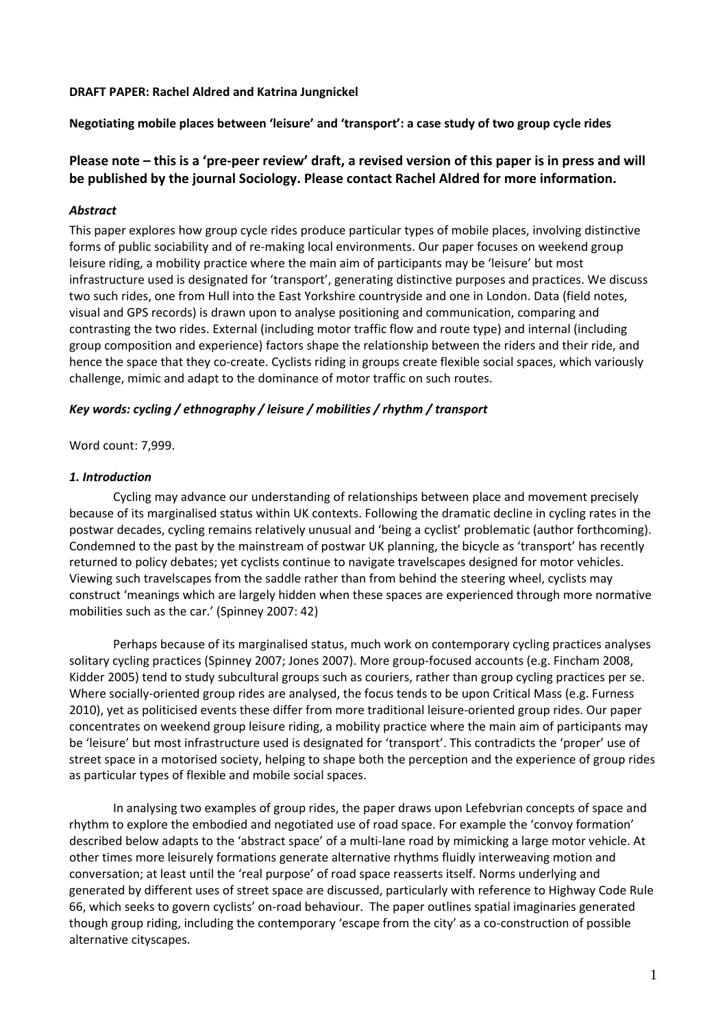**DRAFT PAPER: Rachel Aldred and Katrina Jungnickel**

**Negotiating mobile places between 'leisure' and 'transport': a case study of two group cycle rides**

## Please note – this is a 'pre-peer review' draft, a revised version of this paper is in press and will be published by the journal Sociology. Please contact Rachel Aldred for more information.

### *Abstract*

This paper explores how group cycle rides produce particular types of mobile places, involving distinctive forms of public sociability and of re-making local environments. Our paper focuses on weekend group leisure riding, a mobility practice where the main aim of participants may be 'leisure' but most infrastructure used is designated for 'transport', generating distinctive purposes and practices. We discuss two such rides, one from Hull into the East Yorkshire countryside and one in London. Data (field notes, visual and GPS records) is drawn upon to analyse positioning and communication, comparing and contrasting the two rides. External (including motor traffic flow and route type) and internal (including group composition and experience) factors shape the relationship between the riders and their ride, and hence the space that they co-create. Cyclists riding in groups create flexible social spaces, which variously challenge, mimic and adapt to the dominance of motor traffic on such routes.

***Key words: cycling / ethnography / leisure / mobilities / rhythm / transport***

Word count: 7,999.

### *1. Introduction*

Cycling may advance our understanding of relationships between place and movement precisely because of its marginalised status within UK contexts. Following the dramatic decline in cycling rates in the postwar decades, cycling remains relatively unusual and 'being a cyclist' problematic (author forthcoming). Condemned to the past by the mainstream of postwar UK planning, the bicycle as 'transport' has recently returned to policy debates; yet cyclists continue to navigate travelscapes designed for motor vehicles. Viewing such travelscapes from the saddle rather than from behind the steering wheel, cyclists may construct 'meanings which are largely hidden when these spaces are experienced through more normative mobilities such as the car.' (Spinney 2007: 42)

Perhaps because of its marginalised status, much work on contemporary cycling practices analyses solitary cycling practices (Spinney 2007; Jones 2007). More group-focused accounts (e.g. Fincham 2008, Kidder 2005) tend to study subcultural groups such as couriers, rather than group cycling practices per se. Where socially-oriented group rides are analysed, the focus tends to be upon Critical Mass (e.g. Furness 2010), yet as politicised events these differ from more traditional leisure-oriented group rides. Our paper concentrates on weekend group leisure riding, a mobility practice where the main aim of participants may be 'leisure' but most infrastructure used is designated for 'transport'. This contradicts the 'proper' use of street space in a motorised society, helping to shape both the perception and the experience of group rides as particular types of flexible and mobile social spaces.

In analysing two examples of group rides, the paper draws upon Lefebvrian concepts of space and rhythm to explore the embodied and negotiated use of road space. For example the 'convoy formation' described below adapts to the 'abstract space' of a multi-lane road by mimicking a large motor vehicle. At other times more leisurely formations generate alternative rhythms fluidly interweaving motion and conversation; at least until the 'real purpose' of road space reasserts itself. Norms underlying and generated by different uses of street space are discussed, particularly with reference to Highway Code Rule 66, which seeks to govern cyclists' on-road behaviour. The paper outlines spatial imaginaries generated though group riding, including the contemporary 'escape from the city' as a co-construction of possible alternative cityscapes.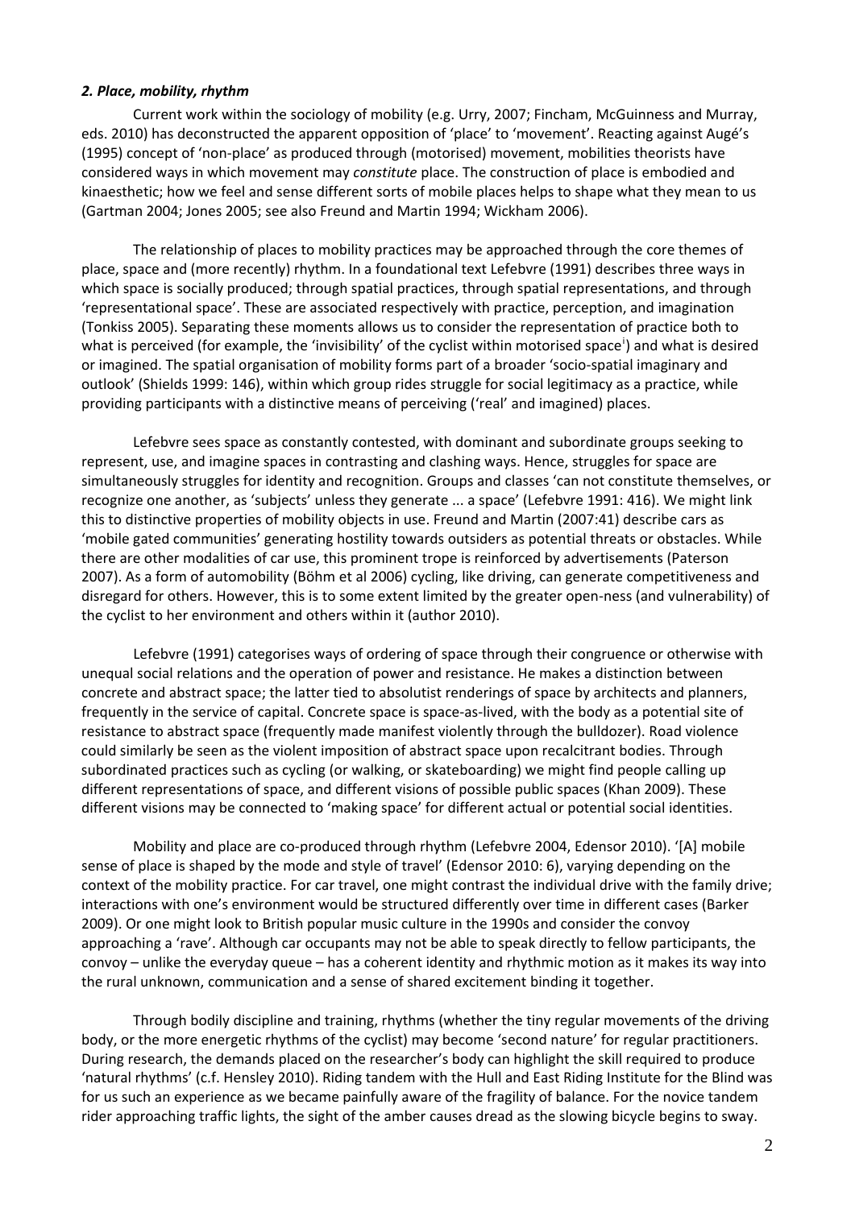## *2. Place, mobility, rhythm*

Current work within the sociology of mobility (e.g. Urry, 2007; Fincham, McGuinness and Murray, eds. 2010) has deconstructed the apparent opposition of 'place' to 'movement'. Reacting against Augé's (1995) concept of 'non-place' as produced through (motorised) movement, mobilities theorists have considered ways in which movement may *constitute* place. The construction of place is embodied and kinaesthetic; how we feel and sense different sorts of mobile places helps to shape what they mean to us (Gartman 2004; Jones 2005; see also Freund and Martin 1994; Wickham 2006).

The relationship of places to mobility practices may be approached through the core themes of place, space and (more recently) rhythm. In a foundational text Lefebvre (1991) describes three ways in which space is socially produced; through spatial practices, through spatial representations, and through 'representational space'. These are associated respectively with practice, perception, and imagination (Tonkiss 2005). Separating these moments allows us to consider the representation of practice both to what is perceived (for example, the 'invisibility' of the cyclist within motorised space[i]) and what is desired or imagined. The spatial organisation of mobility forms part of a broader 'socio-spatial imaginary and outlook' (Shields 1999: 146), within which group rides struggle for social legitimacy as a practice, while providing participants with a distinctive means of perceiving ('real' and imagined) places.

Lefebvre sees space as constantly contested, with dominant and subordinate groups seeking to represent, use, and imagine spaces in contrasting and clashing ways. Hence, struggles for space are simultaneously struggles for identity and recognition. Groups and classes 'can not constitute themselves, or recognize one another, as 'subjects' unless they generate ... a space' (Lefebvre 1991: 416). We might link this to distinctive properties of mobility objects in use. Freund and Martin (2007:41) describe cars as 'mobile gated communities' generating hostility towards outsiders as potential threats or obstacles. While there are other modalities of car use, this prominent trope is reinforced by advertisements (Paterson 2007). As a form of automobility (Böhm et al 2006) cycling, like driving, can generate competitiveness and disregard for others. However, this is to some extent limited by the greater open-ness (and vulnerability) of the cyclist to her environment and others within it (author 2010).

Lefebvre (1991) categorises ways of ordering of space through their congruence or otherwise with unequal social relations and the operation of power and resistance. He makes a distinction between concrete and abstract space; the latter tied to absolutist renderings of space by architects and planners, frequently in the service of capital. Concrete space is space-as-lived, with the body as a potential site of resistance to abstract space (frequently made manifest violently through the bulldozer). Road violence could similarly be seen as the violent imposition of abstract space upon recalcitrant bodies. Through subordinated practices such as cycling (or walking, or skateboarding) we might find people calling up different representations of space, and different visions of possible public spaces (Khan 2009). These different visions may be connected to 'making space' for different actual or potential social identities.

Mobility and place are co-produced through rhythm (Lefebvre 2004, Edensor 2010). '[A] mobile sense of place is shaped by the mode and style of travel' (Edensor 2010: 6), varying depending on the context of the mobility practice. For car travel, one might contrast the individual drive with the family drive; interactions with one's environment would be structured differently over time in different cases (Barker 2009). Or one might look to British popular music culture in the 1990s and consider the convoy approaching a 'rave'. Although car occupants may not be able to speak directly to fellow participants, the convoy – unlike the everyday queue – has a coherent identity and rhythmic motion as it makes its way into the rural unknown, communication and a sense of shared excitement binding it together.

Through bodily discipline and training, rhythms (whether the tiny regular movements of the driving body, or the more energetic rhythms of the cyclist) may become 'second nature' for regular practitioners. During research, the demands placed on the researcher's body can highlight the skill required to produce 'natural rhythms' (c.f. Hensley 2010). Riding tandem with the Hull and East Riding Institute for the Blind was for us such an experience as we became painfully aware of the fragility of balance. For the novice tandem rider approaching traffic lights, the sight of the amber causes dread as the slowing bicycle begins to sway.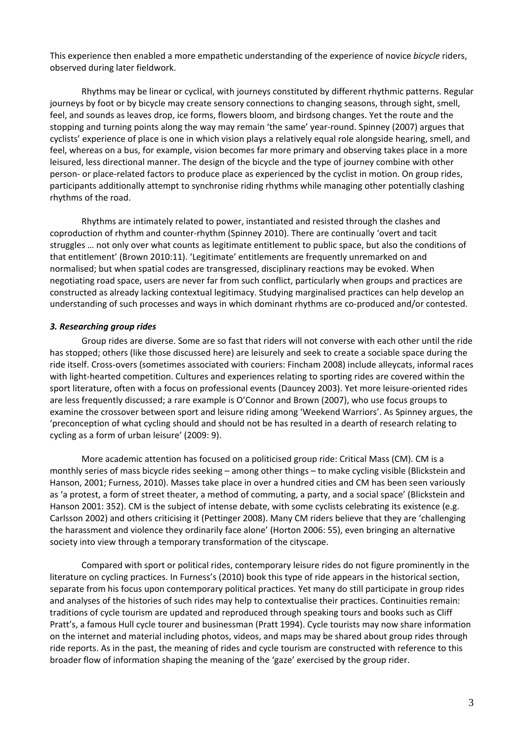This experience then enabled a more empathetic understanding of the experience of novice *bicycle* riders, observed during later fieldwork.

Rhythms may be linear or cyclical, with journeys constituted by different rhythmic patterns. Regular journeys by foot or by bicycle may create sensory connections to changing seasons, through sight, smell, feel, and sounds as leaves drop, ice forms, flowers bloom, and birdsong changes. Yet the route and the stopping and turning points along the way may remain 'the same' year-round. Spinney (2007) argues that cyclists' experience of place is one in which vision plays a relatively equal role alongside hearing, smell, and feel, whereas on a bus, for example, vision becomes far more primary and observing takes place in a more leisured, less directional manner. The design of the bicycle and the type of journey combine with other person- or place-related factors to produce place as experienced by the cyclist in motion. On group rides, participants additionally attempt to synchronise riding rhythms while managing other potentially clashing rhythms of the road.

Rhythms are intimately related to power, instantiated and resisted through the clashes and coproduction of rhythm and counter-rhythm (Spinney 2010). There are continually 'overt and tacit struggles … not only over what counts as legitimate entitlement to public space, but also the conditions of that entitlement' (Brown 2010:11). 'Legitimate' entitlements are frequently unremarked on and normalised; but when spatial codes are transgressed, disciplinary reactions may be evoked. When negotiating road space, users are never far from such conflict, particularly when groups and practices are constructed as already lacking contextual legitimacy. Studying marginalised practices can help develop an understanding of such processes and ways in which dominant rhythms are co-produced and/or contested.

### *3. Researching group rides*

Group rides are diverse. Some are so fast that riders will not converse with each other until the ride has stopped; others (like those discussed here) are leisurely and seek to create a sociable space during the ride itself. Cross-overs (sometimes associated with couriers: Fincham 2008) include alleycats, informal races with light-hearted competition. Cultures and experiences relating to sporting rides are covered within the sport literature, often with a focus on professional events (Dauncey 2003). Yet more leisure-oriented rides are less frequently discussed; a rare example is O'Connor and Brown (2007), who use focus groups to examine the crossover between sport and leisure riding among 'Weekend Warriors'. As Spinney argues, the 'preconception of what cycling should and should not be has resulted in a dearth of research relating to cycling as a form of urban leisure' (2009: 9).

More academic attention has focused on a politicised group ride: Critical Mass (CM). CM is a monthly series of mass bicycle rides seeking – among other things – to make cycling visible (Blickstein and Hanson, 2001; Furness, 2010). Masses take place in over a hundred cities and CM has been seen variously as 'a protest, a form of street theater, a method of commuting, a party, and a social space' (Blickstein and Hanson 2001: 352). CM is the subject of intense debate, with some cyclists celebrating its existence (e.g. Carlsson 2002) and others criticising it (Pettinger 2008). Many CM riders believe that they are 'challenging the harassment and violence they ordinarily face alone' (Horton 2006: 55), even bringing an alternative society into view through a temporary transformation of the cityscape.

Compared with sport or political rides, contemporary leisure rides do not figure prominently in the literature on cycling practices. In Furness's (2010) book this type of ride appears in the historical section, separate from his focus upon contemporary political practices. Yet many do still participate in group rides and analyses of the histories of such rides may help to contextualise their practices. Continuities remain: traditions of cycle tourism are updated and reproduced through speaking tours and books such as Cliff Pratt's, a famous Hull cycle tourer and businessman (Pratt 1994). Cycle tourists may now share information on the internet and material including photos, videos, and maps may be shared about group rides through ride reports. As in the past, the meaning of rides and cycle tourism are constructed with reference to this broader flow of information shaping the meaning of the 'gaze' exercised by the group rider.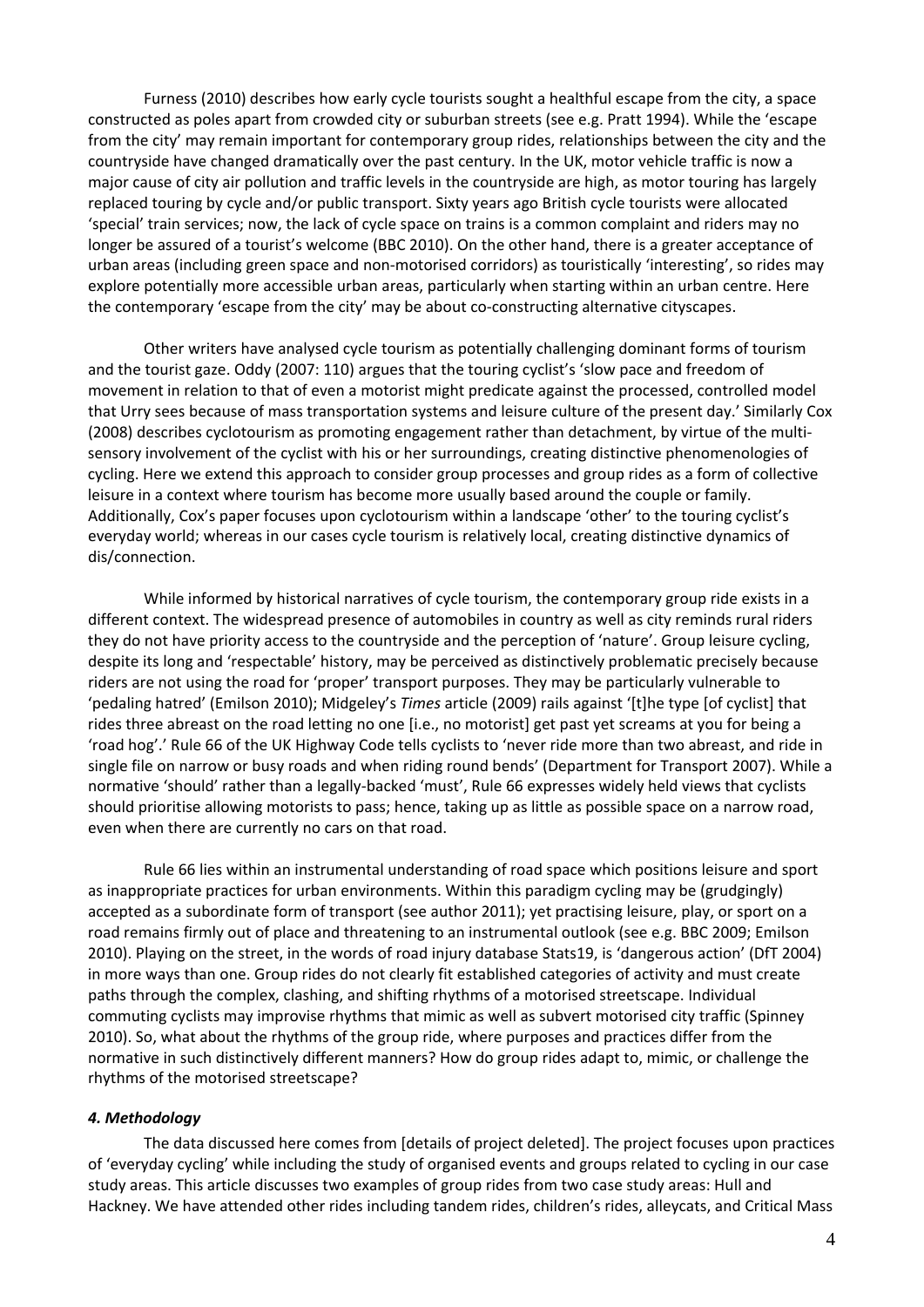Furness (2010) describes how early cycle tourists sought a healthful escape from the city, a space constructed as poles apart from crowded city or suburban streets (see e.g. Pratt 1994). While the 'escape from the city' may remain important for contemporary group rides, relationships between the city and the countryside have changed dramatically over the past century. In the UK, motor vehicle traffic is now a major cause of city air pollution and traffic levels in the countryside are high, as motor touring has largely replaced touring by cycle and/or public transport. Sixty years ago British cycle tourists were allocated 'special' train services; now, the lack of cycle space on trains is a common complaint and riders may no longer be assured of a tourist's welcome (BBC 2010). On the other hand, there is a greater acceptance of urban areas (including green space and non-motorised corridors) as touristically 'interesting', so rides may explore potentially more accessible urban areas, particularly when starting within an urban centre. Here the contemporary 'escape from the city' may be about co-constructing alternative cityscapes.

Other writers have analysed cycle tourism as potentially challenging dominant forms of tourism and the tourist gaze. Oddy (2007: 110) argues that the touring cyclist's 'slow pace and freedom of movement in relation to that of even a motorist might predicate against the processed, controlled model that Urry sees because of mass transportation systems and leisure culture of the present day.' Similarly Cox (2008) describes cyclotourism as promoting engagement rather than detachment, by virtue of the multi-sensory involvement of the cyclist with his or her surroundings, creating distinctive phenomenologies of cycling. Here we extend this approach to consider group processes and group rides as a form of collective leisure in a context where tourism has become more usually based around the couple or family. Additionally, Cox's paper focuses upon cyclotourism within a landscape 'other' to the touring cyclist's everyday world; whereas in our cases cycle tourism is relatively local, creating distinctive dynamics of dis/connection.

While informed by historical narratives of cycle tourism, the contemporary group ride exists in a different context. The widespread presence of automobiles in country as well as city reminds rural riders they do not have priority access to the countryside and the perception of 'nature'. Group leisure cycling, despite its long and 'respectable' history, may be perceived as distinctively problematic precisely because riders are not using the road for 'proper' transport purposes. They may be particularly vulnerable to 'pedaling hatred' (Emilson 2010); Midgeley's *Times* article (2009) rails against '[t]he type [of cyclist] that rides three abreast on the road letting no one [i.e., no motorist] get past yet screams at you for being a 'road hog'.' Rule 66 of the UK Highway Code tells cyclists to 'never ride more than two abreast, and ride in single file on narrow or busy roads and when riding round bends' (Department for Transport 2007). While a normative 'should' rather than a legally-backed 'must', Rule 66 expresses widely held views that cyclists should prioritise allowing motorists to pass; hence, taking up as little as possible space on a narrow road, even when there are currently no cars on that road.

Rule 66 lies within an instrumental understanding of road space which positions leisure and sport as inappropriate practices for urban environments. Within this paradigm cycling may be (grudgingly) accepted as a subordinate form of transport (see author 2011); yet practising leisure, play, or sport on a road remains firmly out of place and threatening to an instrumental outlook (see e.g. BBC 2009; Emilson 2010). Playing on the street, in the words of road injury database Stats19, is 'dangerous action' (DfT 2004) in more ways than one. Group rides do not clearly fit established categories of activity and must create paths through the complex, clashing, and shifting rhythms of a motorised streetscape. Individual commuting cyclists may improvise rhythms that mimic as well as subvert motorised city traffic (Spinney 2010). So, what about the rhythms of the group ride, where purposes and practices differ from the normative in such distinctively different manners? How do group rides adapt to, mimic, or challenge the rhythms of the motorised streetscape?

### *4. Methodology*

The data discussed here comes from [details of project deleted]. The project focuses upon practices of 'everyday cycling' while including the study of organised events and groups related to cycling in our case study areas. This article discusses two examples of group rides from two case study areas: Hull and Hackney. We have attended other rides including tandem rides, children's rides, alleycats, and Critical Mass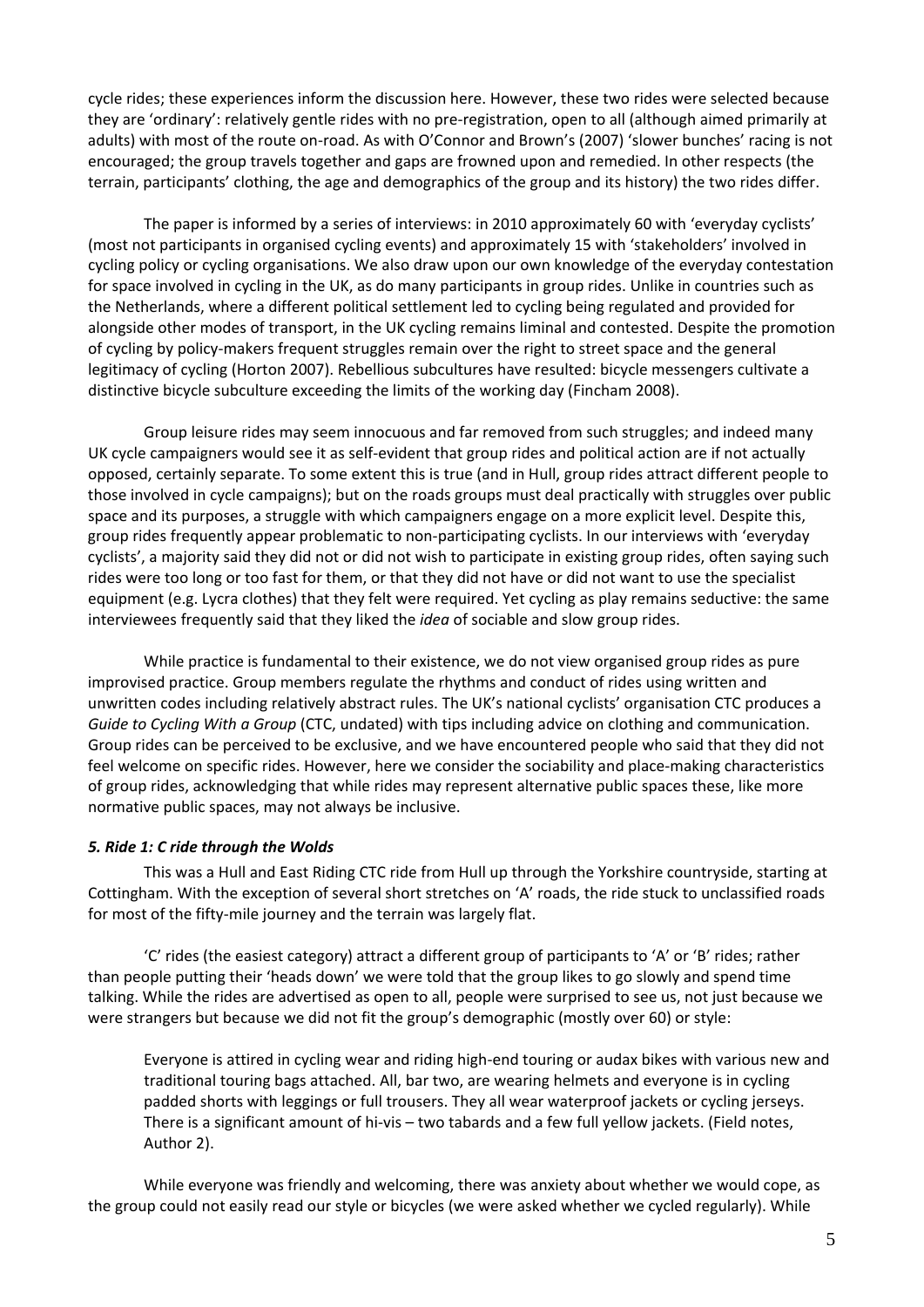cycle rides; these experiences inform the discussion here. However, these two rides were selected because they are 'ordinary': relatively gentle rides with no pre-registration, open to all (although aimed primarily at adults) with most of the route on-road. As with O'Connor and Brown's (2007) 'slower bunches' racing is not encouraged; the group travels together and gaps are frowned upon and remedied. In other respects (the terrain, participants' clothing, the age and demographics of the group and its history) the two rides differ.

The paper is informed by a series of interviews: in 2010 approximately 60 with 'everyday cyclists' (most not participants in organised cycling events) and approximately 15 with 'stakeholders' involved in cycling policy or cycling organisations. We also draw upon our own knowledge of the everyday contestation for space involved in cycling in the UK, as do many participants in group rides. Unlike in countries such as the Netherlands, where a different political settlement led to cycling being regulated and provided for alongside other modes of transport, in the UK cycling remains liminal and contested. Despite the promotion of cycling by policy-makers frequent struggles remain over the right to street space and the general legitimacy of cycling (Horton 2007). Rebellious subcultures have resulted: bicycle messengers cultivate a distinctive bicycle subculture exceeding the limits of the working day (Fincham 2008).

Group leisure rides may seem innocuous and far removed from such struggles; and indeed many UK cycle campaigners would see it as self-evident that group rides and political action are if not actually opposed, certainly separate. To some extent this is true (and in Hull, group rides attract different people to those involved in cycle campaigns); but on the roads groups must deal practically with struggles over public space and its purposes, a struggle with which campaigners engage on a more explicit level. Despite this, group rides frequently appear problematic to non-participating cyclists. In our interviews with 'everyday cyclists', a majority said they did not or did not wish to participate in existing group rides, often saying such rides were too long or too fast for them, or that they did not have or did not want to use the specialist equipment (e.g. Lycra clothes) that they felt were required. Yet cycling as play remains seductive: the same interviewees frequently said that they liked the *idea* of sociable and slow group rides.

While practice is fundamental to their existence, we do not view organised group rides as pure improvised practice. Group members regulate the rhythms and conduct of rides using written and unwritten codes including relatively abstract rules. The UK's national cyclists' organisation CTC produces a *Guide to Cycling With a Group* (CTC, undated) with tips including advice on clothing and communication. Group rides can be perceived to be exclusive, and we have encountered people who said that they did not feel welcome on specific rides. However, here we consider the sociability and place-making characteristics of group rides, acknowledging that while rides may represent alternative public spaces these, like more normative public spaces, may not always be inclusive.

### *5. Ride 1: C ride through the Wolds*

This was a Hull and East Riding CTC ride from Hull up through the Yorkshire countryside, starting at Cottingham. With the exception of several short stretches on 'A' roads, the ride stuck to unclassified roads for most of the fifty-mile journey and the terrain was largely flat.

'C' rides (the easiest category) attract a different group of participants to 'A' or 'B' rides; rather than people putting their 'heads down' we were told that the group likes to go slowly and spend time talking. While the rides are advertised as open to all, people were surprised to see us, not just because we were strangers but because we did not fit the group's demographic (mostly over 60) or style:

> Everyone is attired in cycling wear and riding high-end touring or audax bikes with various new and traditional touring bags attached. All, bar two, are wearing helmets and everyone is in cycling padded shorts with leggings or full trousers. They all wear waterproof jackets or cycling jerseys. There is a significant amount of hi-vis – two tabards and a few full yellow jackets. (Field notes, Author 2).

While everyone was friendly and welcoming, there was anxiety about whether we would cope, as the group could not easily read our style or bicycles (we were asked whether we cycled regularly). While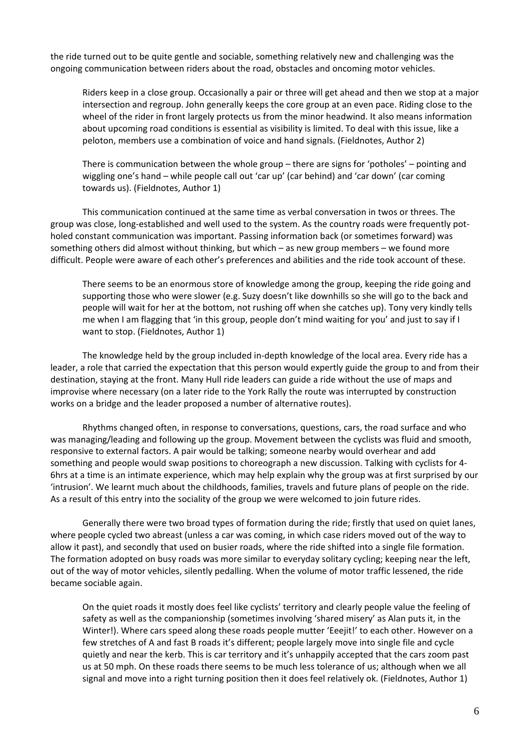the ride turned out to be quite gentle and sociable, something relatively new and challenging was the ongoing communication between riders about the road, obstacles and oncoming motor vehicles.

> Riders keep in a close group. Occasionally a pair or three will get ahead and then we stop at a major intersection and regroup. John generally keeps the core group at an even pace. Riding close to the wheel of the rider in front largely protects us from the minor headwind. It also means information about upcoming road conditions is essential as visibility is limited. To deal with this issue, like a peloton, members use a combination of voice and hand signals. (Fieldnotes, Author 2)

> There is communication between the whole group – there are signs for 'potholes' – pointing and wiggling one's hand – while people call out 'car up' (car behind) and 'car down' (car coming towards us). (Fieldnotes, Author 1)

This communication continued at the same time as verbal conversation in twos or threes. The group was close, long-established and well used to the system. As the country roads were frequently pot-holed constant communication was important. Passing information back (or sometimes forward) was something others did almost without thinking, but which – as new group members – we found more difficult. People were aware of each other's preferences and abilities and the ride took account of these.

> There seems to be an enormous store of knowledge among the group, keeping the ride going and supporting those who were slower (e.g. Suzy doesn't like downhills so she will go to the back and people will wait for her at the bottom, not rushing off when she catches up). Tony very kindly tells me when I am flagging that 'in this group, people don't mind waiting for you' and just to say if I want to stop. (Fieldnotes, Author 1)

The knowledge held by the group included in-depth knowledge of the local area. Every ride has a leader, a role that carried the expectation that this person would expertly guide the group to and from their destination, staying at the front. Many Hull ride leaders can guide a ride without the use of maps and improvise where necessary (on a later ride to the York Rally the route was interrupted by construction works on a bridge and the leader proposed a number of alternative routes).

Rhythms changed often, in response to conversations, questions, cars, the road surface and who was managing/leading and following up the group. Movement between the cyclists was fluid and smooth, responsive to external factors. A pair would be talking; someone nearby would overhear and add something and people would swap positions to choreograph a new discussion. Talking with cyclists for 4-6hrs at a time is an intimate experience, which may help explain why the group was at first surprised by our 'intrusion'. We learnt much about the childhoods, families, travels and future plans of people on the ride. As a result of this entry into the sociality of the group we were welcomed to join future rides.

Generally there were two broad types of formation during the ride; firstly that used on quiet lanes, where people cycled two abreast (unless a car was coming, in which case riders moved out of the way to allow it past), and secondly that used on busier roads, where the ride shifted into a single file formation. The formation adopted on busy roads was more similar to everyday solitary cycling; keeping near the left, out of the way of motor vehicles, silently pedalling. When the volume of motor traffic lessened, the ride became sociable again.

> On the quiet roads it mostly does feel like cyclists' territory and clearly people value the feeling of safety as well as the companionship (sometimes involving 'shared misery' as Alan puts it, in the Winter!). Where cars speed along these roads people mutter 'Eeejit!' to each other. However on a few stretches of A and fast B roads it's different; people largely move into single file and cycle quietly and near the kerb. This is car territory and it's unhappily accepted that the cars zoom past us at 50 mph. On these roads there seems to be much less tolerance of us; although when we all signal and move into a right turning position then it does feel relatively ok. (Fieldnotes, Author 1)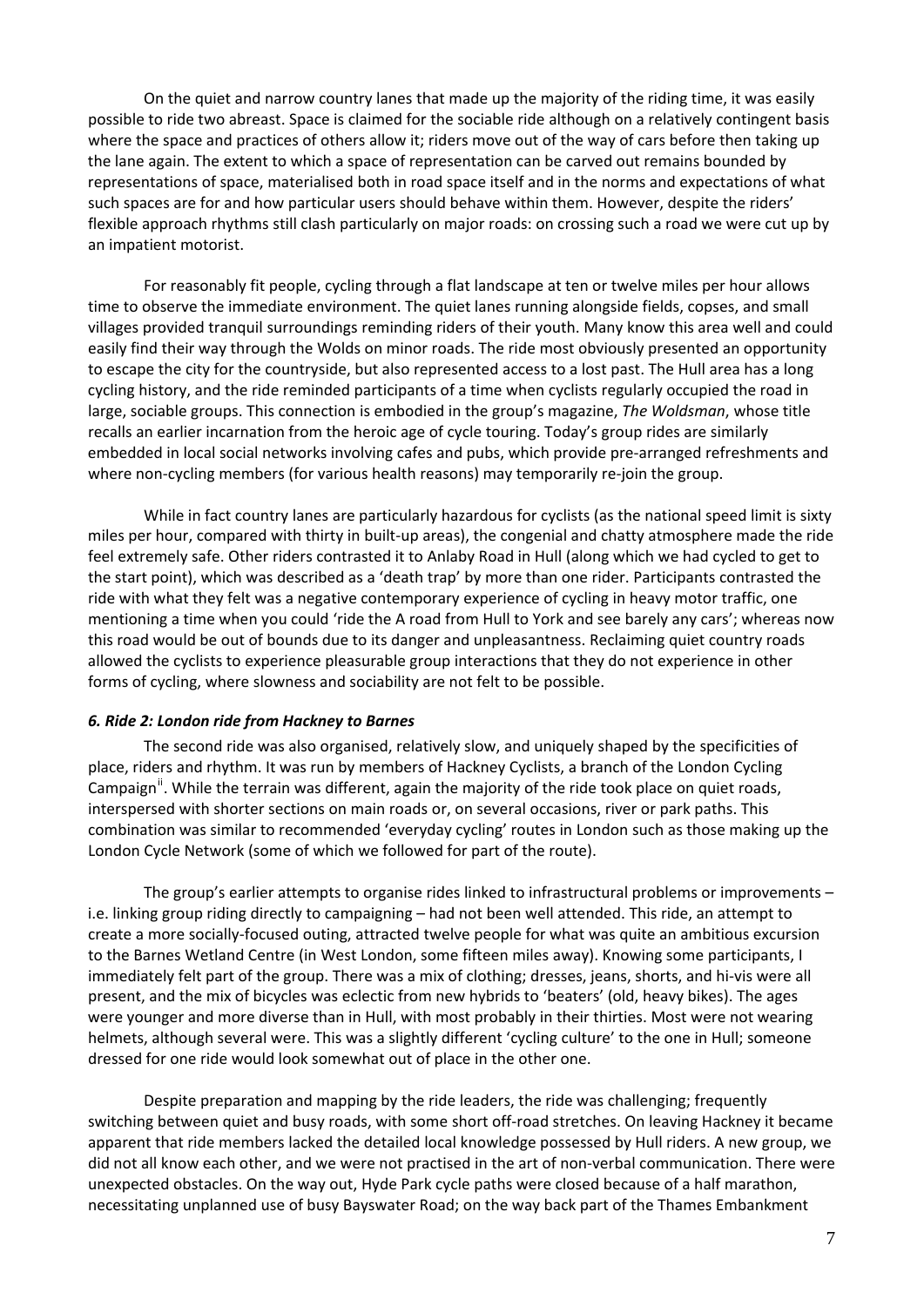On the quiet and narrow country lanes that made up the majority of the riding time, it was easily possible to ride two abreast. Space is claimed for the sociable ride although on a relatively contingent basis where the space and practices of others allow it; riders move out of the way of cars before then taking up the lane again. The extent to which a space of representation can be carved out remains bounded by representations of space, materialised both in road space itself and in the norms and expectations of what such spaces are for and how particular users should behave within them. However, despite the riders' flexible approach rhythms still clash particularly on major roads: on crossing such a road we were cut up by an impatient motorist.

For reasonably fit people, cycling through a flat landscape at ten or twelve miles per hour allows time to observe the immediate environment. The quiet lanes running alongside fields, copses, and small villages provided tranquil surroundings reminding riders of their youth. Many know this area well and could easily find their way through the Wolds on minor roads. The ride most obviously presented an opportunity to escape the city for the countryside, but also represented access to a lost past. The Hull area has a long cycling history, and the ride reminded participants of a time when cyclists regularly occupied the road in large, sociable groups. This connection is embodied in the group's magazine, *The Woldsman*, whose title recalls an earlier incarnation from the heroic age of cycle touring. Today's group rides are similarly embedded in local social networks involving cafes and pubs, which provide pre-arranged refreshments and where non-cycling members (for various health reasons) may temporarily re-join the group.

While in fact country lanes are particularly hazardous for cyclists (as the national speed limit is sixty miles per hour, compared with thirty in built-up areas), the congenial and chatty atmosphere made the ride feel extremely safe. Other riders contrasted it to Anlaby Road in Hull (along which we had cycled to get to the start point), which was described as a 'death trap' by more than one rider. Participants contrasted the ride with what they felt was a negative contemporary experience of cycling in heavy motor traffic, one mentioning a time when you could 'ride the A road from Hull to York and see barely any cars'; whereas now this road would be out of bounds due to its danger and unpleasantness. Reclaiming quiet country roads allowed the cyclists to experience pleasurable group interactions that they do not experience in other forms of cycling, where slowness and sociability are not felt to be possible.

### *6. Ride 2: London ride from Hackney to Barnes*

The second ride was also organised, relatively slow, and uniquely shaped by the specificities of place, riders and rhythm. It was run by members of Hackney Cyclists, a branch of the London Cycling Campaign[ii]. While the terrain was different, again the majority of the ride took place on quiet roads, interspersed with shorter sections on main roads or, on several occasions, river or park paths. This combination was similar to recommended 'everyday cycling' routes in London such as those making up the London Cycle Network (some of which we followed for part of the route).

The group's earlier attempts to organise rides linked to infrastructural problems or improvements – i.e. linking group riding directly to campaigning – had not been well attended. This ride, an attempt to create a more socially-focused outing, attracted twelve people for what was quite an ambitious excursion to the Barnes Wetland Centre (in West London, some fifteen miles away). Knowing some participants, I immediately felt part of the group. There was a mix of clothing; dresses, jeans, shorts, and hi-vis were all present, and the mix of bicycles was eclectic from new hybrids to 'beaters' (old, heavy bikes). The ages were younger and more diverse than in Hull, with most probably in their thirties. Most were not wearing helmets, although several were. This was a slightly different 'cycling culture' to the one in Hull; someone dressed for one ride would look somewhat out of place in the other one.

Despite preparation and mapping by the ride leaders, the ride was challenging; frequently switching between quiet and busy roads, with some short off-road stretches. On leaving Hackney it became apparent that ride members lacked the detailed local knowledge possessed by Hull riders. A new group, we did not all know each other, and we were not practised in the art of non-verbal communication. There were unexpected obstacles. On the way out, Hyde Park cycle paths were closed because of a half marathon, necessitating unplanned use of busy Bayswater Road; on the way back part of the Thames Embankment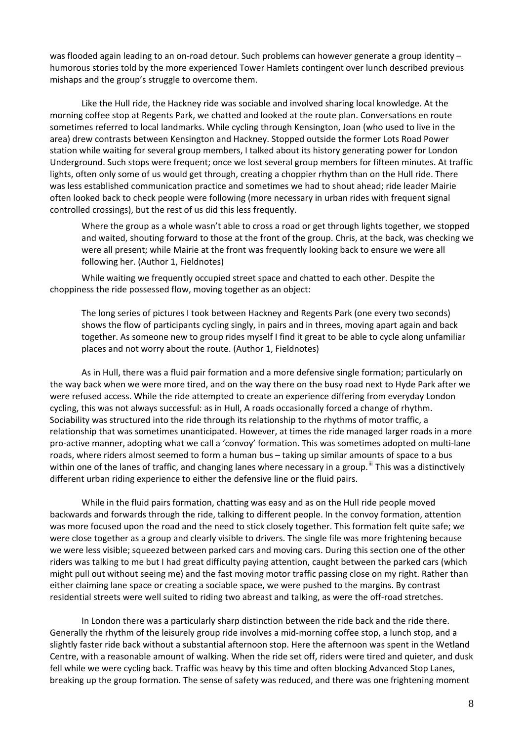was flooded again leading to an on-road detour. Such problems can however generate a group identity – humorous stories told by the more experienced Tower Hamlets contingent over lunch described previous mishaps and the group's struggle to overcome them.

Like the Hull ride, the Hackney ride was sociable and involved sharing local knowledge. At the morning coffee stop at Regents Park, we chatted and looked at the route plan. Conversations en route sometimes referred to local landmarks. While cycling through Kensington, Joan (who used to live in the area) drew contrasts between Kensington and Hackney. Stopped outside the former Lots Road Power station while waiting for several group members, I talked about its history generating power for London Underground. Such stops were frequent; once we lost several group members for fifteen minutes. At traffic lights, often only some of us would get through, creating a choppier rhythm than on the Hull ride. There was less established communication practice and sometimes we had to shout ahead; ride leader Mairie often looked back to check people were following (more necessary in urban rides with frequent signal controlled crossings), but the rest of us did this less frequently.

> Where the group as a whole wasn't able to cross a road or get through lights together, we stopped and waited, shouting forward to those at the front of the group. Chris, at the back, was checking we were all present; while Mairie at the front was frequently looking back to ensure we were all following her. (Author 1, Fieldnotes)

While waiting we frequently occupied street space and chatted to each other. Despite the choppiness the ride possessed flow, moving together as an object:

> The long series of pictures I took between Hackney and Regents Park (one every two seconds) shows the flow of participants cycling singly, in pairs and in threes, moving apart again and back together. As someone new to group rides myself I find it great to be able to cycle along unfamiliar places and not worry about the route. (Author 1, Fieldnotes)

As in Hull, there was a fluid pair formation and a more defensive single formation; particularly on the way back when we were more tired, and on the way there on the busy road next to Hyde Park after we were refused access. While the ride attempted to create an experience differing from everyday London cycling, this was not always successful: as in Hull, A roads occasionally forced a change of rhythm. Sociability was structured into the ride through its relationship to the rhythms of motor traffic, a relationship that was sometimes unanticipated. However, at times the ride managed larger roads in a more pro-active manner, adopting what we call a 'convoy' formation. This was sometimes adopted on multi-lane roads, where riders almost seemed to form a human bus – taking up similar amounts of space to a bus within one of the lanes of traffic, and changing lanes where necessary in a group.[iii] This was a distinctively different urban riding experience to either the defensive line or the fluid pairs.

While in the fluid pairs formation, chatting was easy and as on the Hull ride people moved backwards and forwards through the ride, talking to different people. In the convoy formation, attention was more focused upon the road and the need to stick closely together. This formation felt quite safe; we were close together as a group and clearly visible to drivers. The single file was more frightening because we were less visible; squeezed between parked cars and moving cars. During this section one of the other riders was talking to me but I had great difficulty paying attention, caught between the parked cars (which might pull out without seeing me) and the fast moving motor traffic passing close on my right. Rather than either claiming lane space or creating a sociable space, we were pushed to the margins. By contrast residential streets were well suited to riding two abreast and talking, as were the off-road stretches.

In London there was a particularly sharp distinction between the ride back and the ride there. Generally the rhythm of the leisurely group ride involves a mid-morning coffee stop, a lunch stop, and a slightly faster ride back without a substantial afternoon stop. Here the afternoon was spent in the Wetland Centre, with a reasonable amount of walking. When the ride set off, riders were tired and quieter, and dusk fell while we were cycling back. Traffic was heavy by this time and often blocking Advanced Stop Lanes, breaking up the group formation. The sense of safety was reduced, and there was one frightening moment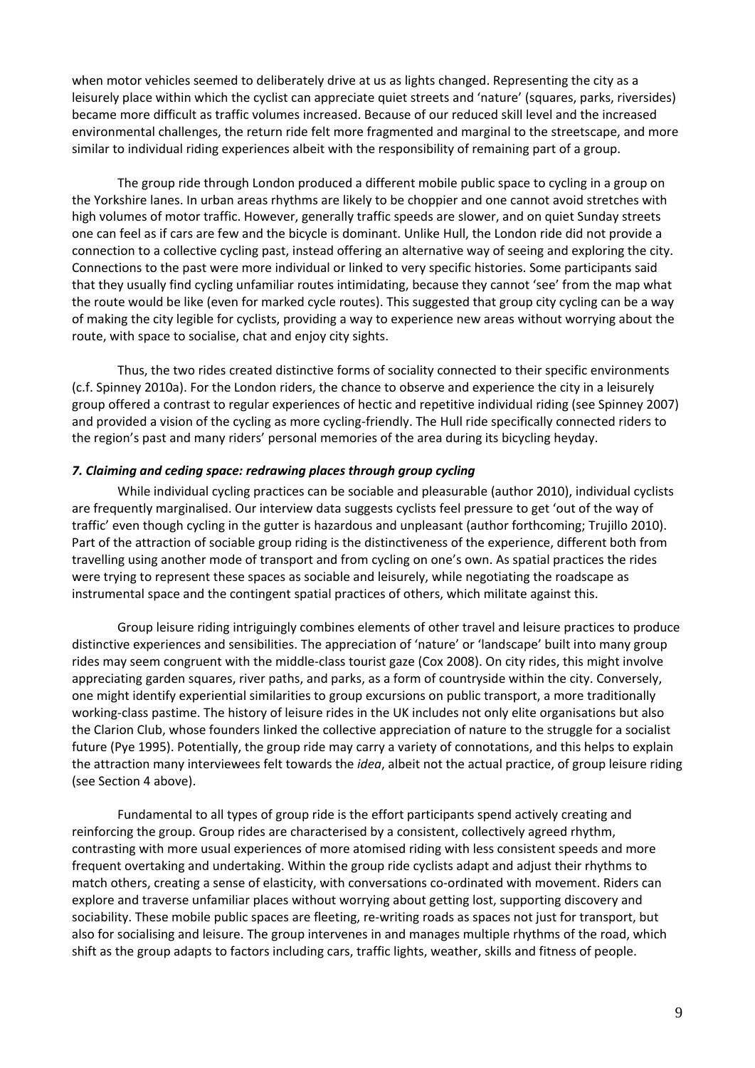when motor vehicles seemed to deliberately drive at us as lights changed. Representing the city as a leisurely place within which the cyclist can appreciate quiet streets and 'nature' (squares, parks, riversides) became more difficult as traffic volumes increased. Because of our reduced skill level and the increased environmental challenges, the return ride felt more fragmented and marginal to the streetscape, and more similar to individual riding experiences albeit with the responsibility of remaining part of a group.

The group ride through London produced a different mobile public space to cycling in a group on the Yorkshire lanes. In urban areas rhythms are likely to be choppier and one cannot avoid stretches with high volumes of motor traffic. However, generally traffic speeds are slower, and on quiet Sunday streets one can feel as if cars are few and the bicycle is dominant. Unlike Hull, the London ride did not provide a connection to a collective cycling past, instead offering an alternative way of seeing and exploring the city. Connections to the past were more individual or linked to very specific histories. Some participants said that they usually find cycling unfamiliar routes intimidating, because they cannot 'see' from the map what the route would be like (even for marked cycle routes). This suggested that group city cycling can be a way of making the city legible for cyclists, providing a way to experience new areas without worrying about the route, with space to socialise, chat and enjoy city sights.

Thus, the two rides created distinctive forms of sociality connected to their specific environments (c.f. Spinney 2010a). For the London riders, the chance to observe and experience the city in a leisurely group offered a contrast to regular experiences of hectic and repetitive individual riding (see Spinney 2007) and provided a vision of the cycling as more cycling-friendly. The Hull ride specifically connected riders to the region's past and many riders' personal memories of the area during its bicycling heyday.

### *7. Claiming and ceding space: redrawing places through group cycling*

While individual cycling practices can be sociable and pleasurable (author 2010), individual cyclists are frequently marginalised. Our interview data suggests cyclists feel pressure to get 'out of the way of traffic' even though cycling in the gutter is hazardous and unpleasant (author forthcoming; Trujillo 2010). Part of the attraction of sociable group riding is the distinctiveness of the experience, different both from travelling using another mode of transport and from cycling on one's own. As spatial practices the rides were trying to represent these spaces as sociable and leisurely, while negotiating the roadscape as instrumental space and the contingent spatial practices of others, which militate against this.

Group leisure riding intriguingly combines elements of other travel and leisure practices to produce distinctive experiences and sensibilities. The appreciation of 'nature' or 'landscape' built into many group rides may seem congruent with the middle-class tourist gaze (Cox 2008). On city rides, this might involve appreciating garden squares, river paths, and parks, as a form of countryside within the city. Conversely, one might identify experiential similarities to group excursions on public transport, a more traditionally working-class pastime. The history of leisure rides in the UK includes not only elite organisations but also the Clarion Club, whose founders linked the collective appreciation of nature to the struggle for a socialist future (Pye 1995). Potentially, the group ride may carry a variety of connotations, and this helps to explain the attraction many interviewees felt towards the *idea*, albeit not the actual practice, of group leisure riding (see Section 4 above).

Fundamental to all types of group ride is the effort participants spend actively creating and reinforcing the group. Group rides are characterised by a consistent, collectively agreed rhythm, contrasting with more usual experiences of more atomised riding with less consistent speeds and more frequent overtaking and undertaking. Within the group ride cyclists adapt and adjust their rhythms to match others, creating a sense of elasticity, with conversations co-ordinated with movement. Riders can explore and traverse unfamiliar places without worrying about getting lost, supporting discovery and sociability. These mobile public spaces are fleeting, re-writing roads as spaces not just for transport, but also for socialising and leisure. The group intervenes in and manages multiple rhythms of the road, which shift as the group adapts to factors including cars, traffic lights, weather, skills and fitness of people.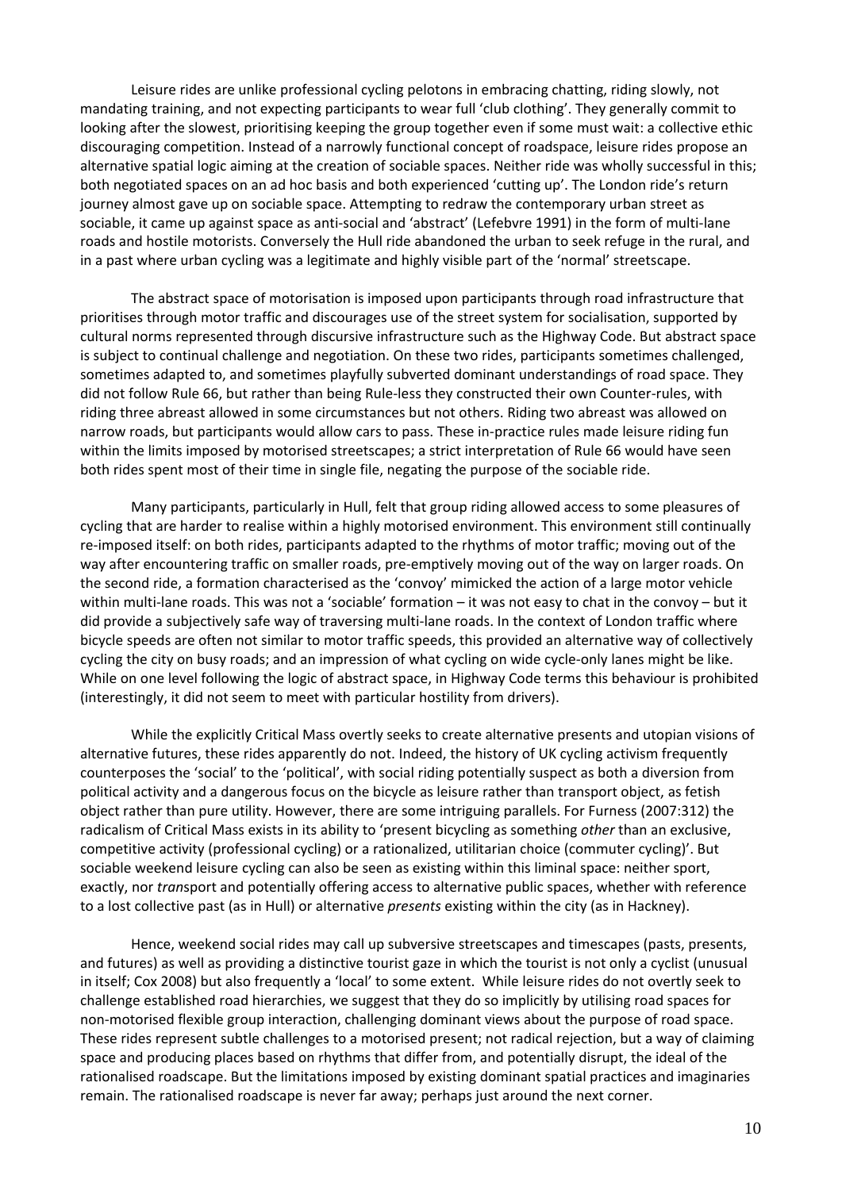Leisure rides are unlike professional cycling pelotons in embracing chatting, riding slowly, not mandating training, and not expecting participants to wear full 'club clothing'. They generally commit to looking after the slowest, prioritising keeping the group together even if some must wait: a collective ethic discouraging competition. Instead of a narrowly functional concept of roadspace, leisure rides propose an alternative spatial logic aiming at the creation of sociable spaces. Neither ride was wholly successful in this; both negotiated spaces on an ad hoc basis and both experienced 'cutting up'. The London ride's return journey almost gave up on sociable space. Attempting to redraw the contemporary urban street as sociable, it came up against space as anti-social and 'abstract' (Lefebvre 1991) in the form of multi-lane roads and hostile motorists. Conversely the Hull ride abandoned the urban to seek refuge in the rural, and in a past where urban cycling was a legitimate and highly visible part of the 'normal' streetscape.

The abstract space of motorisation is imposed upon participants through road infrastructure that prioritises through motor traffic and discourages use of the street system for socialisation, supported by cultural norms represented through discursive infrastructure such as the Highway Code. But abstract space is subject to continual challenge and negotiation. On these two rides, participants sometimes challenged, sometimes adapted to, and sometimes playfully subverted dominant understandings of road space. They did not follow Rule 66, but rather than being Rule-less they constructed their own Counter-rules, with riding three abreast allowed in some circumstances but not others. Riding two abreast was allowed on narrow roads, but participants would allow cars to pass. These in-practice rules made leisure riding fun within the limits imposed by motorised streetscapes; a strict interpretation of Rule 66 would have seen both rides spent most of their time in single file, negating the purpose of the sociable ride.

Many participants, particularly in Hull, felt that group riding allowed access to some pleasures of cycling that are harder to realise within a highly motorised environment. This environment still continually re-imposed itself: on both rides, participants adapted to the rhythms of motor traffic; moving out of the way after encountering traffic on smaller roads, pre-emptively moving out of the way on larger roads. On the second ride, a formation characterised as the 'convoy' mimicked the action of a large motor vehicle within multi-lane roads. This was not a 'sociable' formation – it was not easy to chat in the convoy – but it did provide a subjectively safe way of traversing multi-lane roads. In the context of London traffic where bicycle speeds are often not similar to motor traffic speeds, this provided an alternative way of collectively cycling the city on busy roads; and an impression of what cycling on wide cycle-only lanes might be like. While on one level following the logic of abstract space, in Highway Code terms this behaviour is prohibited (interestingly, it did not seem to meet with particular hostility from drivers).

While the explicitly Critical Mass overtly seeks to create alternative presents and utopian visions of alternative futures, these rides apparently do not. Indeed, the history of UK cycling activism frequently counterposes the 'social' to the 'political', with social riding potentially suspect as both a diversion from political activity and a dangerous focus on the bicycle as leisure rather than transport object, as fetish object rather than pure utility. However, there are some intriguing parallels. For Furness (2007:312) the radicalism of Critical Mass exists in its ability to 'present bicycling as something *other* than an exclusive, competitive activity (professional cycling) or a rationalized, utilitarian choice (commuter cycling)'. But sociable weekend leisure cycling can also be seen as existing within this liminal space: neither sport, exactly, nor *tran*sport and potentially offering access to alternative public spaces, whether with reference to a lost collective past (as in Hull) or alternative *presents* existing within the city (as in Hackney).

Hence, weekend social rides may call up subversive streetscapes and timescapes (pasts, presents, and futures) as well as providing a distinctive tourist gaze in which the tourist is not only a cyclist (unusual in itself; Cox 2008) but also frequently a 'local' to some extent. While leisure rides do not overtly seek to challenge established road hierarchies, we suggest that they do so implicitly by utilising road spaces for non-motorised flexible group interaction, challenging dominant views about the purpose of road space. These rides represent subtle challenges to a motorised present; not radical rejection, but a way of claiming space and producing places based on rhythms that differ from, and potentially disrupt, the ideal of the rationalised roadscape. But the limitations imposed by existing dominant spatial practices and imaginaries remain. The rationalised roadscape is never far away; perhaps just around the next corner.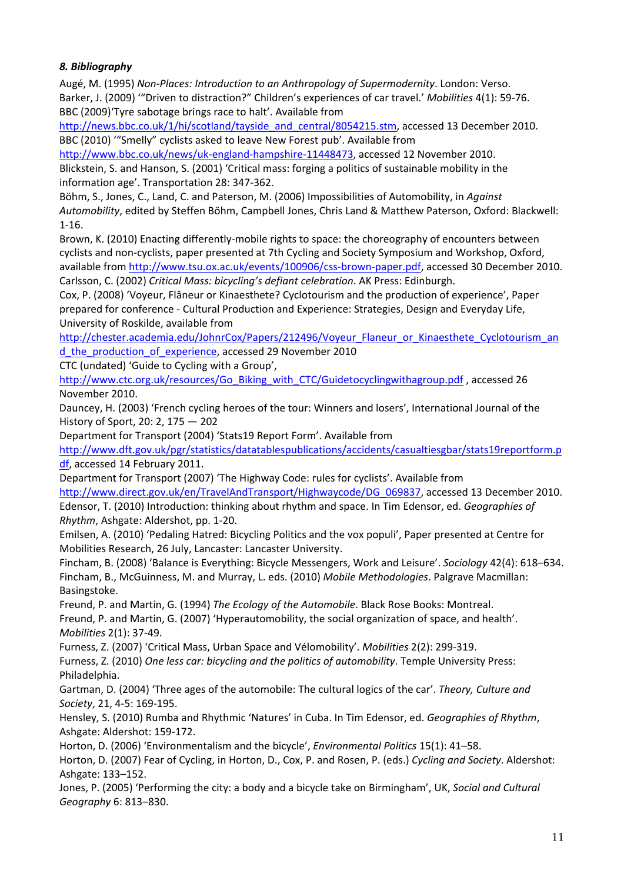### *8. Bibliography*

Augé, M. (1995) *Non-Places: Introduction to an Anthropology of Supermodernity*. London: Verso.

Barker, J. (2009) '"Driven to distraction?" Children's experiences of car travel.' *Mobilities* 4(1): 59-76.

BBC (2009)'Tyre sabotage brings race to halt'. Available from http://news.bbc.co.uk/1/hi/scotland/tayside_and_central/8054215.stm, accessed 13 December 2010.

BBC (2010) '"Smelly" cyclists asked to leave New Forest pub'. Available from http://www.bbc.co.uk/news/uk-england-hampshire-11448473, accessed 12 November 2010.

Blickstein, S. and Hanson, S. (2001) 'Critical mass: forging a politics of sustainable mobility in the information age'. Transportation 28: 347-362.

Böhm, S., Jones, C., Land, C. and Paterson, M. (2006) Impossibilities of Automobility, in *Against Automobility*, edited by Steffen Böhm, Campbell Jones, Chris Land & Matthew Paterson, Oxford: Blackwell: 1-16.

Brown, K. (2010) Enacting differently-mobile rights to space: the choreography of encounters between cyclists and non-cyclists, paper presented at 7th Cycling and Society Symposium and Workshop, Oxford, available from http://www.tsu.ox.ac.uk/events/100906/css-brown-paper.pdf, accessed 30 December 2010.

Carlsson, C. (2002) *Critical Mass: bicycling's defiant celebration*. AK Press: Edinburgh.

Cox, P. (2008) 'Voyeur, Flâneur or Kinaesthete? Cyclotourism and the production of experience', Paper prepared for conference - Cultural Production and Experience: Strategies, Design and Everyday Life, University of Roskilde, available from http://chester.academia.edu/JohnrCox/Papers/212496/Voyeur_Flaneur_or_Kinaesthete_Cyclotourism_and_the_production_of_experience, accessed 29 November 2010

CTC (undated) 'Guide to Cycling with a Group', http://www.ctc.org.uk/resources/Go_Biking_with_CTC/Guidetocyclingwithagroup.pdf , accessed 26 November 2010.

Dauncey, H. (2003) 'French cycling heroes of the tour: Winners and losers', International Journal of the History of Sport, 20: 2, 175 — 202

Department for Transport (2004) 'Stats19 Report Form'. Available from http://www.dft.gov.uk/pgr/statistics/datatablespublications/accidents/casualtiesgbar/stats19reportform.pdf, accessed 14 February 2011.

Department for Transport (2007) 'The Highway Code: rules for cyclists'. Available from http://www.direct.gov.uk/en/TravelAndTransport/Highwaycode/DG_069837, accessed 13 December 2010.

Edensor, T. (2010) Introduction: thinking about rhythm and space. In Tim Edensor, ed. *Geographies of Rhythm*, Ashgate: Aldershot, pp. 1-20.

Emilsen, A. (2010) 'Pedaling Hatred: Bicycling Politics and the vox populi', Paper presented at Centre for Mobilities Research, 26 July, Lancaster: Lancaster University.

Fincham, B. (2008) 'Balance is Everything: Bicycle Messengers, Work and Leisure'. *Sociology* 42(4): 618–634.

Fincham, B., McGuinness, M. and Murray, L. eds. (2010) *Mobile Methodologies*. Palgrave Macmillan: Basingstoke.

Freund, P. and Martin, G. (1994) *The Ecology of the Automobile*. Black Rose Books: Montreal.

Freund, P. and Martin, G. (2007) 'Hyperautomobility, the social organization of space, and health'. *Mobilities* 2(1): 37-49.

Furness, Z. (2007) 'Critical Mass, Urban Space and Vélomobility'. *Mobilities* 2(2): 299-319.

Furness, Z. (2010) *One less car: bicycling and the politics of automobility*. Temple University Press: Philadelphia.

Gartman, D. (2004) 'Three ages of the automobile: The cultural logics of the car'. *Theory, Culture and Society*, 21, 4-5: 169-195.

Hensley, S. (2010) Rumba and Rhythmic 'Natures' in Cuba. In Tim Edensor, ed. *Geographies of Rhythm*, Ashgate: Aldershot: 159-172.

Horton, D. (2006) 'Environmentalism and the bicycle', *Environmental Politics* 15(1): 41–58.

Horton, D. (2007) Fear of Cycling, in Horton, D., Cox, P. and Rosen, P. (eds.) *Cycling and Society*. Aldershot: Ashgate: 133–152.

Jones, P. (2005) 'Performing the city: a body and a bicycle take on Birmingham', UK, *Social and Cultural Geography* 6: 813–830.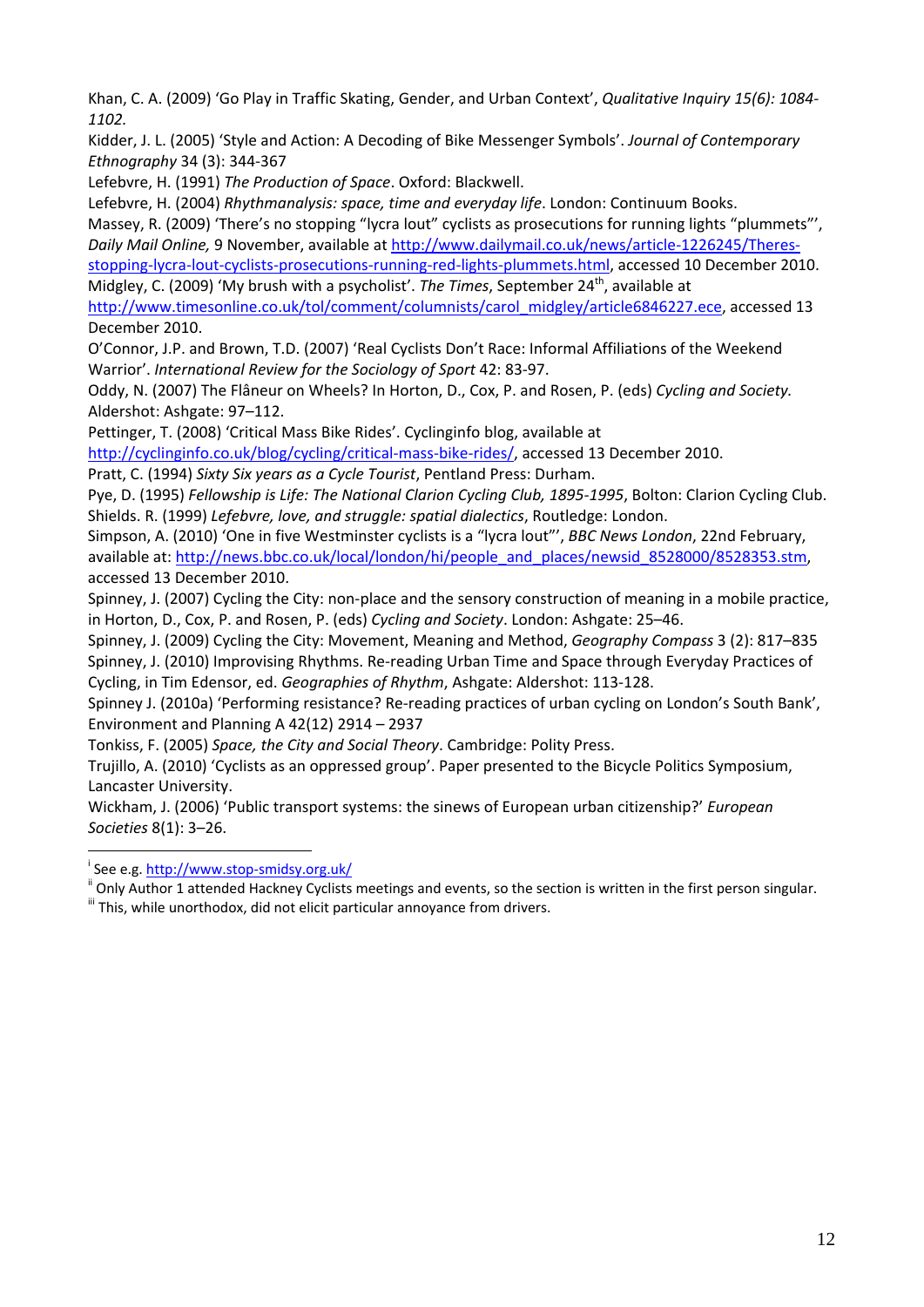Khan, C. A. (2009) 'Go Play in Traffic Skating, Gender, and Urban Context', *Qualitative Inquiry 15(6): 1084-1102.*

Kidder, J. L. (2005) 'Style and Action: A Decoding of Bike Messenger Symbols'. *Journal of Contemporary Ethnography* 34 (3): 344-367

Lefebvre, H. (1991) *The Production of Space*. Oxford: Blackwell.

Lefebvre, H. (2004) *Rhythmanalysis: space, time and everyday life*. London: Continuum Books.

Massey, R. (2009) 'There's no stopping "lycra lout" cyclists as prosecutions for running lights "plummets"', *Daily Mail Online,* 9 November, available at http://www.dailymail.co.uk/news/article-1226245/Theres-stopping-lycra-lout-cyclists-prosecutions-running-red-lights-plummets.html, accessed 10 December 2010.

Midgley, C. (2009) 'My brush with a psycholist'. *The Times*, September 24th, available at http://www.timesonline.co.uk/tol/comment/columnists/carol_midgley/article6846227.ece, accessed 13 December 2010.

O'Connor, J.P. and Brown, T.D. (2007) 'Real Cyclists Don't Race: Informal Affiliations of the Weekend Warrior'. *International Review for the Sociology of Sport* 42: 83-97.

Oddy, N. (2007) The Flâneur on Wheels? In Horton, D., Cox, P. and Rosen, P. (eds) *Cycling and Society.* Aldershot: Ashgate: 97–112.

Pettinger, T. (2008) 'Critical Mass Bike Rides'. Cyclinginfo blog, available at http://cyclinginfo.co.uk/blog/cycling/critical-mass-bike-rides/, accessed 13 December 2010.

Pratt, C. (1994) *Sixty Six years as a Cycle Tourist*, Pentland Press: Durham.

Pye, D. (1995) *Fellowship is Life: The National Clarion Cycling Club, 1895-1995*, Bolton: Clarion Cycling Club.

Shields. R. (1999) *Lefebvre, love, and struggle: spatial dialectics*, Routledge: London.

Simpson, A. (2010) 'One in five Westminster cyclists is a "lycra lout"', *BBC News London*, 22nd February, available at: http://news.bbc.co.uk/local/london/hi/people_and_places/newsid_8528000/8528353.stm, accessed 13 December 2010.

Spinney, J. (2007) Cycling the City: non-place and the sensory construction of meaning in a mobile practice, in Horton, D., Cox, P. and Rosen, P. (eds) *Cycling and Society*. London: Ashgate: 25–46.

Spinney, J. (2009) Cycling the City: Movement, Meaning and Method, *Geography Compass* 3 (2): 817–835

Spinney, J. (2010) Improvising Rhythms. Re-reading Urban Time and Space through Everyday Practices of Cycling, in Tim Edensor, ed. *Geographies of Rhythm*, Ashgate: Aldershot: 113-128.

Spinney J. (2010a) 'Performing resistance? Re-reading practices of urban cycling on London's South Bank', Environment and Planning A 42(12) 2914 – 2937

Tonkiss, F. (2005) *Space, the City and Social Theory*. Cambridge: Polity Press.

Trujillo, A. (2010) 'Cyclists as an oppressed group'. Paper presented to the Bicycle Politics Symposium, Lancaster University.

Wickham, J. (2006) 'Public transport systems: the sinews of European urban citizenship?' *European Societies* 8(1): 3–26.

---

[i] See e.g. http://www.stop-smidsy.org.uk/

[ii] Only Author 1 attended Hackney Cyclists meetings and events, so the section is written in the first person singular.

[iii] This, while unorthodox, did not elicit particular annoyance from drivers.